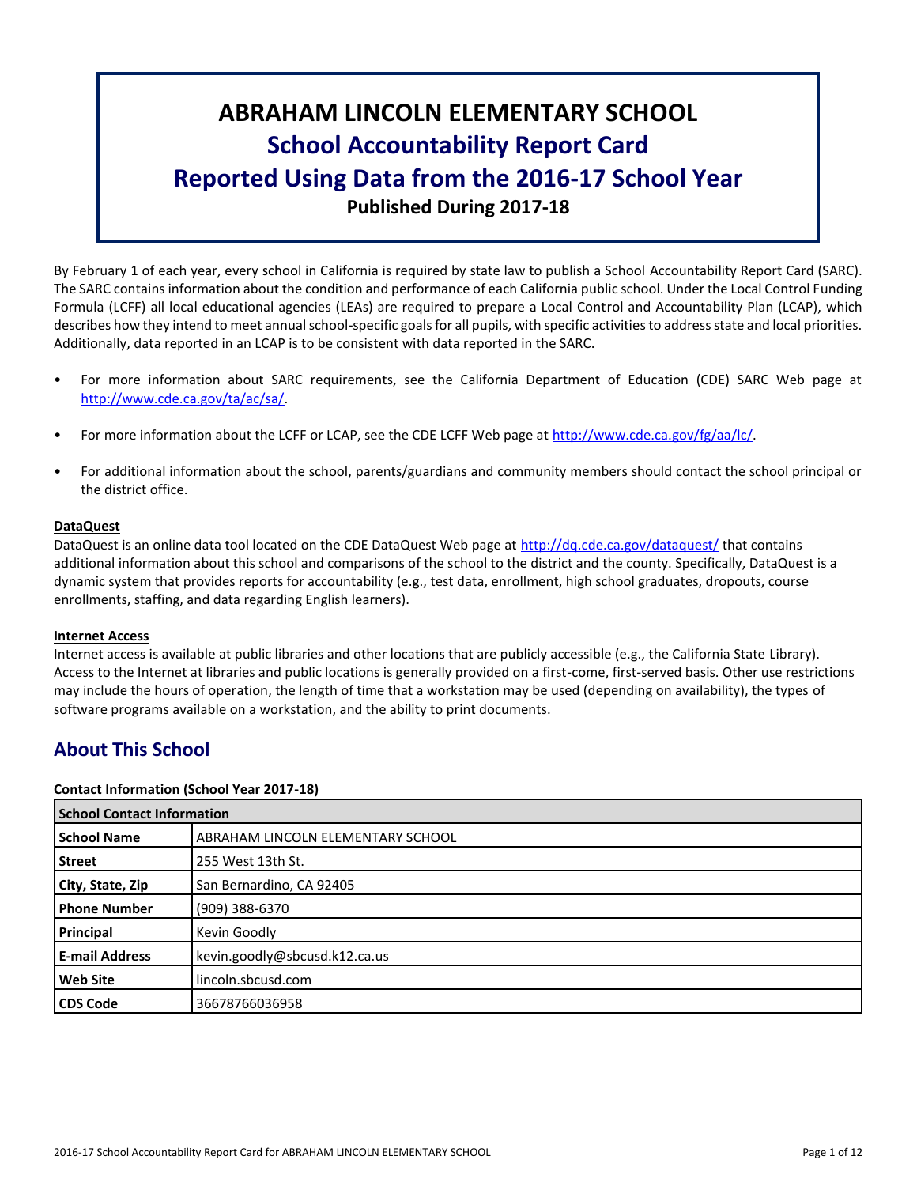# ABRAHAM LINCOLN ELEMENTARY SCHOOL
## School Accountability Report Card
## Reported Using Data from the 2016-17 School Year
### Published During 2017-18

By February 1 of each year, every school in California is required by state law to publish a School Accountability Report Card (SARC). The SARC contains information about the condition and performance of each California public school. Under the Local Control Funding Formula (LCFF) all local educational agencies (LEAs) are required to prepare a Local Control and Accountability Plan (LCAP), which describes how they intend to meet annual school-specific goals for all pupils, with specific activities to address state and local priorities. Additionally, data reported in an LCAP is to be consistent with data reported in the SARC.

- For more information about SARC requirements, see the California Department of Education (CDE) SARC Web page at http://www.cde.ca.gov/ta/ac/sa/.
- For more information about the LCFF or LCAP, see the CDE LCFF Web page at http://www.cde.ca.gov/fg/aa/lc/.
- For additional information about the school, parents/guardians and community members should contact the school principal or the district office.

**DataQuest**

DataQuest is an online data tool located on the CDE DataQuest Web page at http://dq.cde.ca.gov/dataquest/ that contains additional information about this school and comparisons of the school to the district and the county. Specifically, DataQuest is a dynamic system that provides reports for accountability (e.g., test data, enrollment, high school graduates, dropouts, course enrollments, staffing, and data regarding English learners).

**Internet Access**

Internet access is available at public libraries and other locations that are publicly accessible (e.g., the California State Library). Access to the Internet at libraries and public locations is generally provided on a first-come, first-served basis. Other use restrictions may include the hours of operation, the length of time that a workstation may be used (depending on availability), the types of software programs available on a workstation, and the ability to print documents.

## About This School

**Contact Information (School Year 2017-18)**

| School Contact Information | |
|---|---|
| **School Name** | ABRAHAM LINCOLN ELEMENTARY SCHOOL |
| **Street** | 255 West 13th St. |
| **City, State, Zip** | San Bernardino, CA 92405 |
| **Phone Number** | (909) 388-6370 |
| **Principal** | Kevin Goodly |
| **E-mail Address** | kevin.goodly@sbcusd.k12.ca.us |
| **Web Site** | lincoln.sbcusd.com |
| **CDS Code** | 36678766036958 |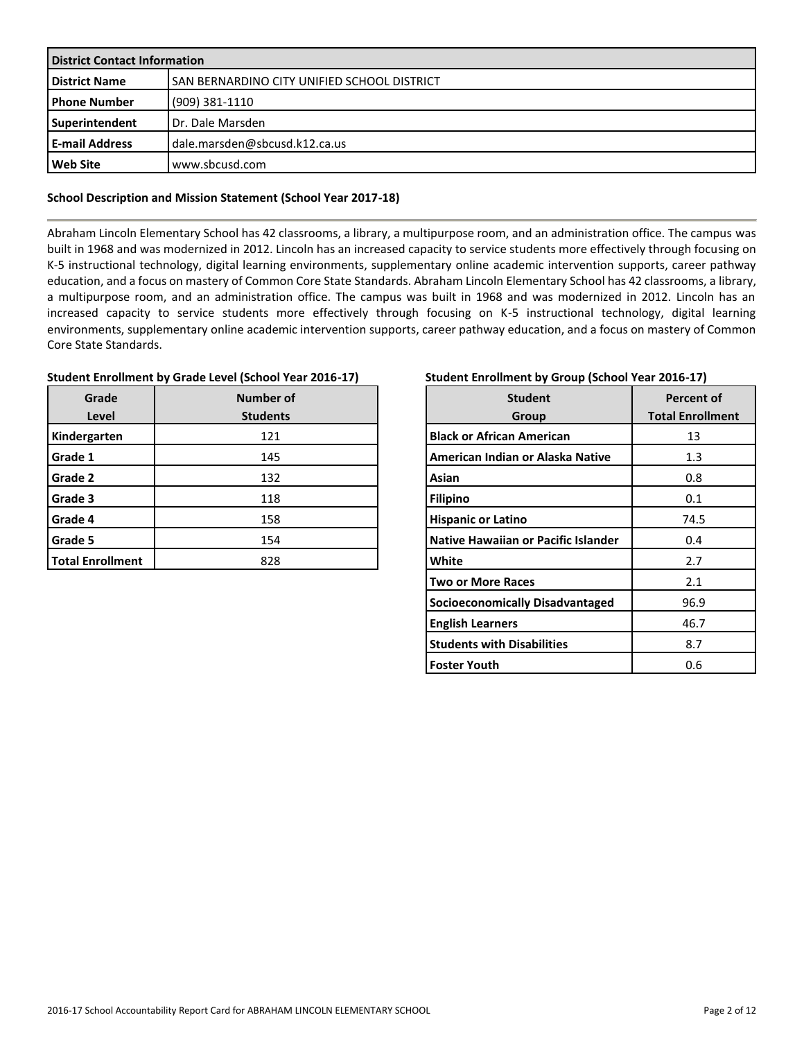| District Contact Information | |
|---|---|
| **District Name** | SAN BERNARDINO CITY UNIFIED SCHOOL DISTRICT |
| **Phone Number** | (909) 381-1110 |
| **Superintendent** | Dr. Dale Marsden |
| **E-mail Address** | dale.marsden@sbcusd.k12.ca.us |
| **Web Site** | www.sbcusd.com |

### School Description and Mission Statement (School Year 2017-18)

Abraham Lincoln Elementary School has 42 classrooms, a library, a multipurpose room, and an administration office. The campus was built in 1968 and was modernized in 2012. Lincoln has an increased capacity to service students more effectively through focusing on K-5 instructional technology, digital learning environments, supplementary online academic intervention supports, career pathway education, and a focus on mastery of Common Core State Standards. Abraham Lincoln Elementary School has 42 classrooms, a library, a multipurpose room, and an administration office. The campus was built in 1968 and was modernized in 2012. Lincoln has an increased capacity to service students more effectively through focusing on K-5 instructional technology, digital learning environments, supplementary online academic intervention supports, career pathway education, and a focus on mastery of Common Core State Standards.

### Student Enrollment by Grade Level (School Year 2016-17)

| Grade Level | Number of Students |
|---|---|
| **Kindergarten** | 121 |
| **Grade 1** | 145 |
| **Grade 2** | 132 |
| **Grade 3** | 118 |
| **Grade 4** | 158 |
| **Grade 5** | 154 |
| **Total Enrollment** | 828 |

### Student Enrollment by Group (School Year 2016-17)

| Student Group | Percent of Total Enrollment |
|---|---|
| **Black or African American** | 13 |
| **American Indian or Alaska Native** | 1.3 |
| **Asian** | 0.8 |
| **Filipino** | 0.1 |
| **Hispanic or Latino** | 74.5 |
| **Native Hawaiian or Pacific Islander** | 0.4 |
| **White** | 2.7 |
| **Two or More Races** | 2.1 |
| **Socioeconomically Disadvantaged** | 96.9 |
| **English Learners** | 46.7 |
| **Students with Disabilities** | 8.7 |
| **Foster Youth** | 0.6 |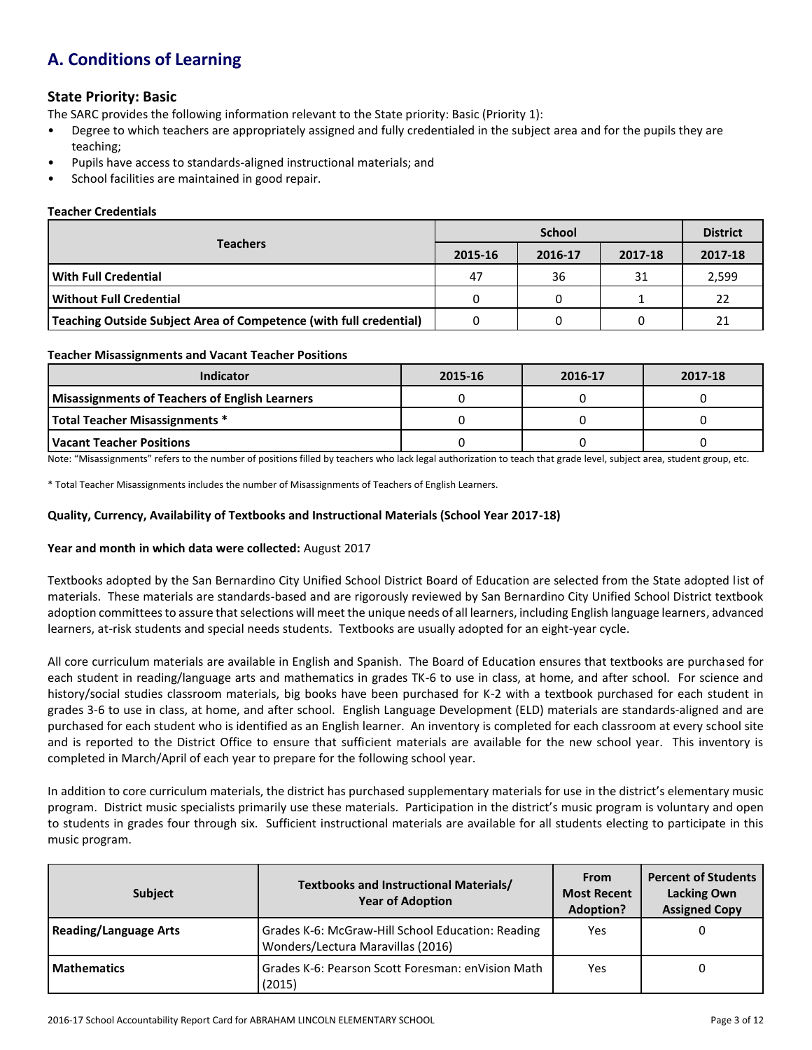# A. Conditions of Learning

## State Priority: Basic

The SARC provides the following information relevant to the State priority: Basic (Priority 1):

- Degree to which teachers are appropriately assigned and fully credentialed in the subject area and for the pupils they are teaching;
- Pupils have access to standards-aligned instructional materials; and
- School facilities are maintained in good repair.

**Teacher Credentials**

| Teachers | School | | | District |
|---|---|---|---|---|
| | 2015-16 | 2016-17 | 2017-18 | 2017-18 |
| **With Full Credential** | 47 | 36 | 31 | 2,599 |
| **Without Full Credential** | 0 | 0 | 1 | 22 |
| **Teaching Outside Subject Area of Competence (with full credential)** | 0 | 0 | 0 | 21 |

**Teacher Misassignments and Vacant Teacher Positions**

| Indicator | 2015-16 | 2016-17 | 2017-18 |
|---|---|---|---|
| **Misassignments of Teachers of English Learners** | 0 | 0 | 0 |
| **Total Teacher Misassignments *** | 0 | 0 | 0 |
| **Vacant Teacher Positions** | 0 | 0 | 0 |

Note: "Misassignments" refers to the number of positions filled by teachers who lack legal authorization to teach that grade level, subject area, student group, etc.

* Total Teacher Misassignments includes the number of Misassignments of Teachers of English Learners.

**Quality, Currency, Availability of Textbooks and Instructional Materials (School Year 2017-18)**

**Year and month in which data were collected:** August 2017

Textbooks adopted by the San Bernardino City Unified School District Board of Education are selected from the State adopted list of materials. These materials are standards-based and are rigorously reviewed by San Bernardino City Unified School District textbook adoption committees to assure that selections will meet the unique needs of all learners, including English language learners, advanced learners, at-risk students and special needs students. Textbooks are usually adopted for an eight-year cycle.

All core curriculum materials are available in English and Spanish. The Board of Education ensures that textbooks are purchased for each student in reading/language arts and mathematics in grades TK-6 to use in class, at home, and after school. For science and history/social studies classroom materials, big books have been purchased for K-2 with a textbook purchased for each student in grades 3-6 to use in class, at home, and after school. English Language Development (ELD) materials are standards-aligned and are purchased for each student who is identified as an English learner. An inventory is completed for each classroom at every school site and is reported to the District Office to ensure that sufficient materials are available for the new school year. This inventory is completed in March/April of each year to prepare for the following school year.

In addition to core curriculum materials, the district has purchased supplementary materials for use in the district's elementary music program. District music specialists primarily use these materials. Participation in the district's music program is voluntary and open to students in grades four through six. Sufficient instructional materials are available for all students electing to participate in this music program.

| Subject | Textbooks and Instructional Materials/ Year of Adoption | From Most Recent Adoption? | Percent of Students Lacking Own Assigned Copy |
|---|---|---|---|
| **Reading/Language Arts** | Grades K-6: McGraw-Hill School Education: Reading Wonders/Lectura Maravillas (2016) | Yes | 0 |
| **Mathematics** | Grades K-6: Pearson Scott Foresman: enVision Math (2015) | Yes | 0 |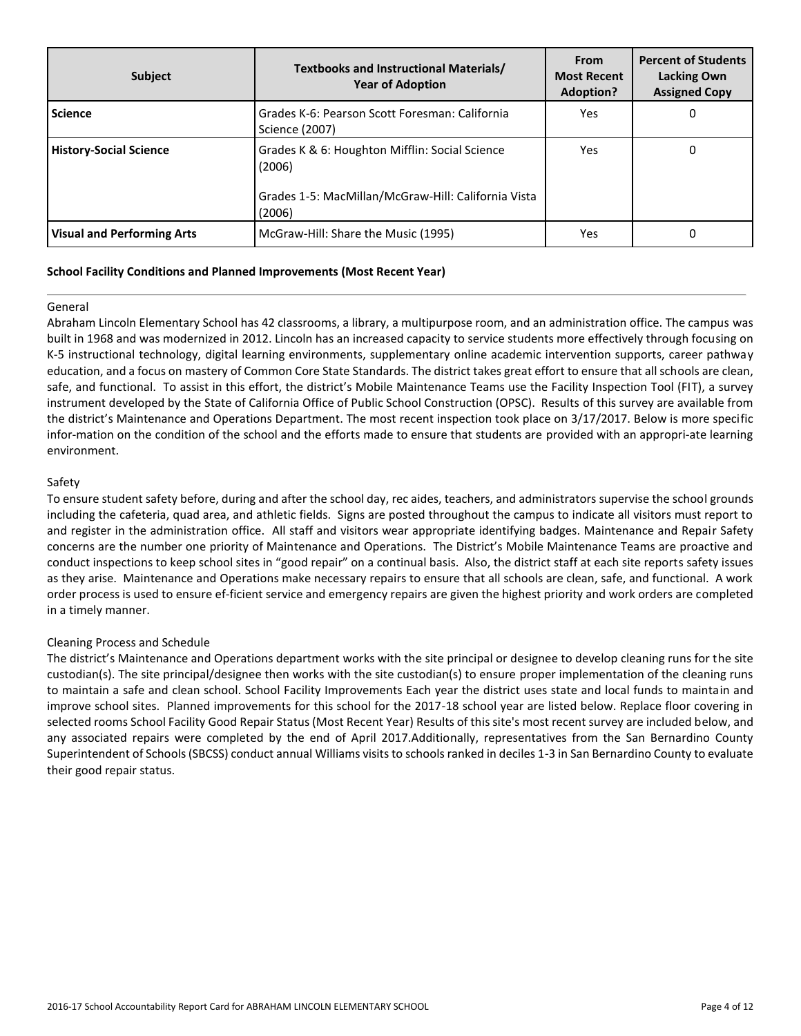| Subject | Textbooks and Instructional Materials/ Year of Adoption | From Most Recent Adoption? | Percent of Students Lacking Own Assigned Copy |
|---|---|---|---|
| **Science** | Grades K-6: Pearson Scott Foresman: California Science (2007) | Yes | 0 |
| **History-Social Science** | Grades K & 6: Houghton Mifflin: Social Science (2006)<br><br>Grades 1-5: MacMillan/McGraw-Hill: California Vista (2006) | Yes | 0 |
| **Visual and Performing Arts** | McGraw-Hill: Share the Music (1995) | Yes | 0 |

**School Facility Conditions and Planned Improvements (Most Recent Year)**

General

Abraham Lincoln Elementary School has 42 classrooms, a library, a multipurpose room, and an administration office. The campus was built in 1968 and was modernized in 2012. Lincoln has an increased capacity to service students more effectively through focusing on K-5 instructional technology, digital learning environments, supplementary online academic intervention supports, career pathway education, and a focus on mastery of Common Core State Standards. The district takes great effort to ensure that all schools are clean, safe, and functional. To assist in this effort, the district's Mobile Maintenance Teams use the Facility Inspection Tool (FIT), a survey instrument developed by the State of California Office of Public School Construction (OPSC). Results of this survey are available from the district's Maintenance and Operations Department. The most recent inspection took place on 3/17/2017. Below is more specific infor-mation on the condition of the school and the efforts made to ensure that students are provided with an appropri-ate learning environment.

Safety

To ensure student safety before, during and after the school day, rec aides, teachers, and administrators supervise the school grounds including the cafeteria, quad area, and athletic fields. Signs are posted throughout the campus to indicate all visitors must report to and register in the administration office. All staff and visitors wear appropriate identifying badges. Maintenance and Repair Safety concerns are the number one priority of Maintenance and Operations. The District's Mobile Maintenance Teams are proactive and conduct inspections to keep school sites in "good repair" on a continual basis. Also, the district staff at each site reports safety issues as they arise. Maintenance and Operations make necessary repairs to ensure that all schools are clean, safe, and functional. A work order process is used to ensure ef-ficient service and emergency repairs are given the highest priority and work orders are completed in a timely manner.

Cleaning Process and Schedule

The district's Maintenance and Operations department works with the site principal or designee to develop cleaning runs for the site custodian(s). The site principal/designee then works with the site custodian(s) to ensure proper implementation of the cleaning runs to maintain a safe and clean school. School Facility Improvements Each year the district uses state and local funds to maintain and improve school sites. Planned improvements for this school for the 2017-18 school year are listed below. Replace floor covering in selected rooms School Facility Good Repair Status (Most Recent Year) Results of this site's most recent survey are included below, and any associated repairs were completed by the end of April 2017.Additionally, representatives from the San Bernardino County Superintendent of Schools (SBCSS) conduct annual Williams visits to schools ranked in deciles 1-3 in San Bernardino County to evaluate their good repair status.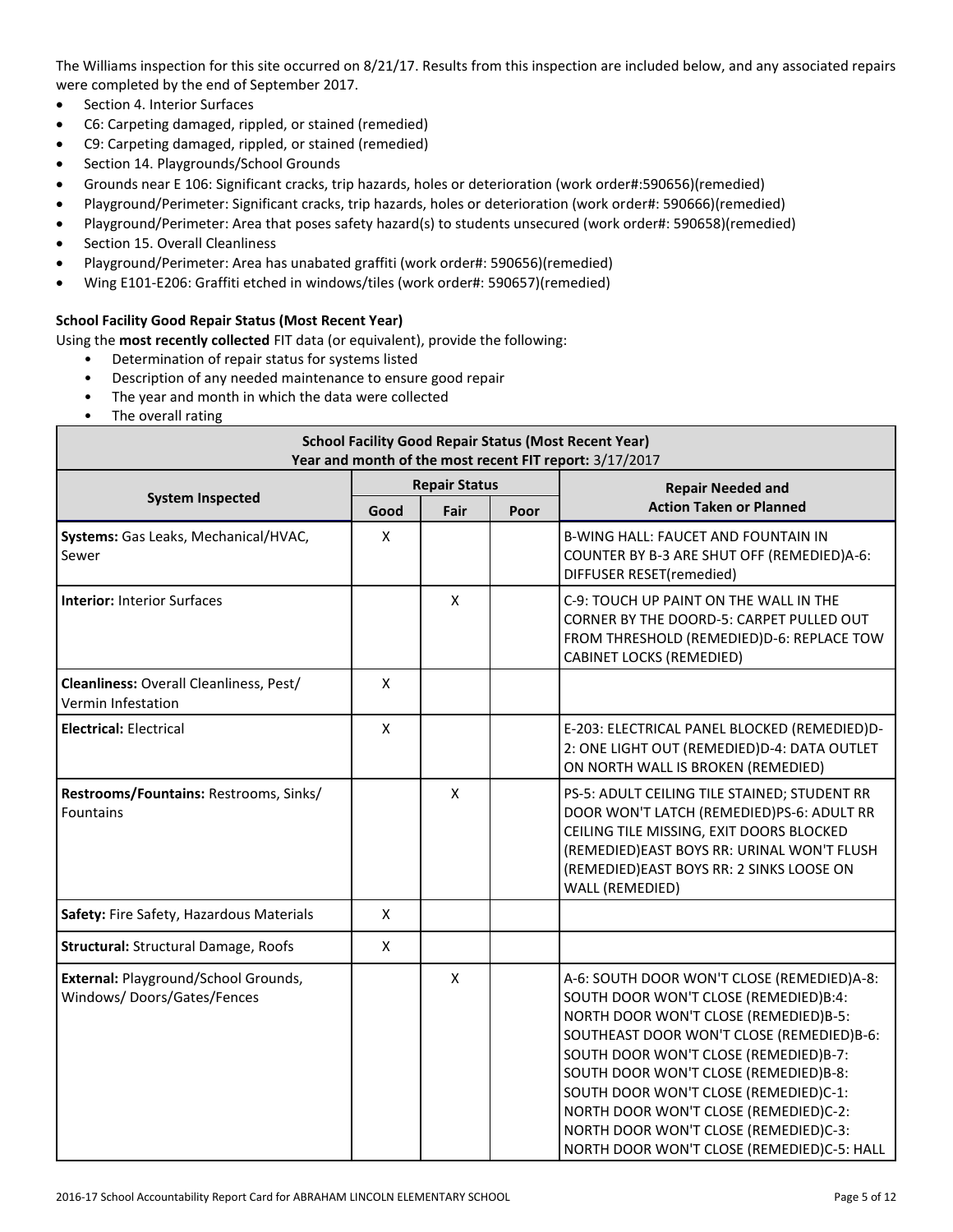The Williams inspection for this site occurred on 8/21/17. Results from this inspection are included below, and any associated repairs were completed by the end of September 2017.

- Section 4. Interior Surfaces
- C6: Carpeting damaged, rippled, or stained (remedied)
- C9: Carpeting damaged, rippled, or stained (remedied)
- Section 14. Playgrounds/School Grounds
- Grounds near E 106: Significant cracks, trip hazards, holes or deterioration (work order#:590656)(remedied)
- Playground/Perimeter: Significant cracks, trip hazards, holes or deterioration (work order#: 590666)(remedied)
- Playground/Perimeter: Area that poses safety hazard(s) to students unsecured (work order#: 590658)(remedied)
- Section 15. Overall Cleanliness
- Playground/Perimeter: Area has unabated graffiti (work order#: 590656)(remedied)
- Wing E101-E206: Graffiti etched in windows/tiles (work order#: 590657)(remedied)

**School Facility Good Repair Status (Most Recent Year)**

Using the **most recently collected** FIT data (or equivalent), provide the following:

- Determination of repair status for systems listed
- Description of any needed maintenance to ensure good repair
- The year and month in which the data were collected
- The overall rating

**School Facility Good Repair Status (Most Recent Year)**
**Year and month of the most recent FIT report:** 3/17/2017

| System Inspected | Repair Status | | | Repair Needed and Action Taken or Planned |
|---|---|---|---|---|
| | Good | Fair | Poor | |
| **Systems:** Gas Leaks, Mechanical/HVAC, Sewer | X | | | B-WING HALL: FAUCET AND FOUNTAIN IN COUNTER BY B-3 ARE SHUT OFF (REMEDIED)A-6: DIFFUSER RESET(remedied) |
| **Interior:** Interior Surfaces | | X | | C-9: TOUCH UP PAINT ON THE WALL IN THE CORNER BY THE DOORD-5: CARPET PULLED OUT FROM THRESHOLD (REMEDIED)D-6: REPLACE TOW CABINET LOCKS (REMEDIED) |
| **Cleanliness:** Overall Cleanliness, Pest/ Vermin Infestation | X | | | |
| **Electrical:** Electrical | X | | | E-203: ELECTRICAL PANEL BLOCKED (REMEDIED)D-2: ONE LIGHT OUT (REMEDIED)D-4: DATA OUTLET ON NORTH WALL IS BROKEN (REMEDIED) |
| **Restrooms/Fountains:** Restrooms, Sinks/ Fountains | | X | | PS-5: ADULT CEILING TILE STAINED; STUDENT RR DOOR WON'T LATCH (REMEDIED)PS-6: ADULT RR CEILING TILE MISSING, EXIT DOORS BLOCKED (REMEDIED)EAST BOYS RR: URINAL WON'T FLUSH (REMEDIED)EAST BOYS RR: 2 SINKS LOOSE ON WALL (REMEDIED) |
| **Safety:** Fire Safety, Hazardous Materials | X | | | |
| **Structural:** Structural Damage, Roofs | X | | | |
| **External:** Playground/School Grounds, Windows/ Doors/Gates/Fences | | X | | A-6: SOUTH DOOR WON'T CLOSE (REMEDIED)A-8: SOUTH DOOR WON'T CLOSE (REMEDIED)B:4: NORTH DOOR WON'T CLOSE (REMEDIED)B-5: SOUTHEAST DOOR WON'T CLOSE (REMEDIED)B-6: SOUTH DOOR WON'T CLOSE (REMEDIED)B-7: SOUTH DOOR WON'T CLOSE (REMEDIED)B-8: SOUTH DOOR WON'T CLOSE (REMEDIED)C-1: NORTH DOOR WON'T CLOSE (REMEDIED)C-2: NORTH DOOR WON'T CLOSE (REMEDIED)C-3: NORTH DOOR WON'T CLOSE (REMEDIED)C-5: HALL |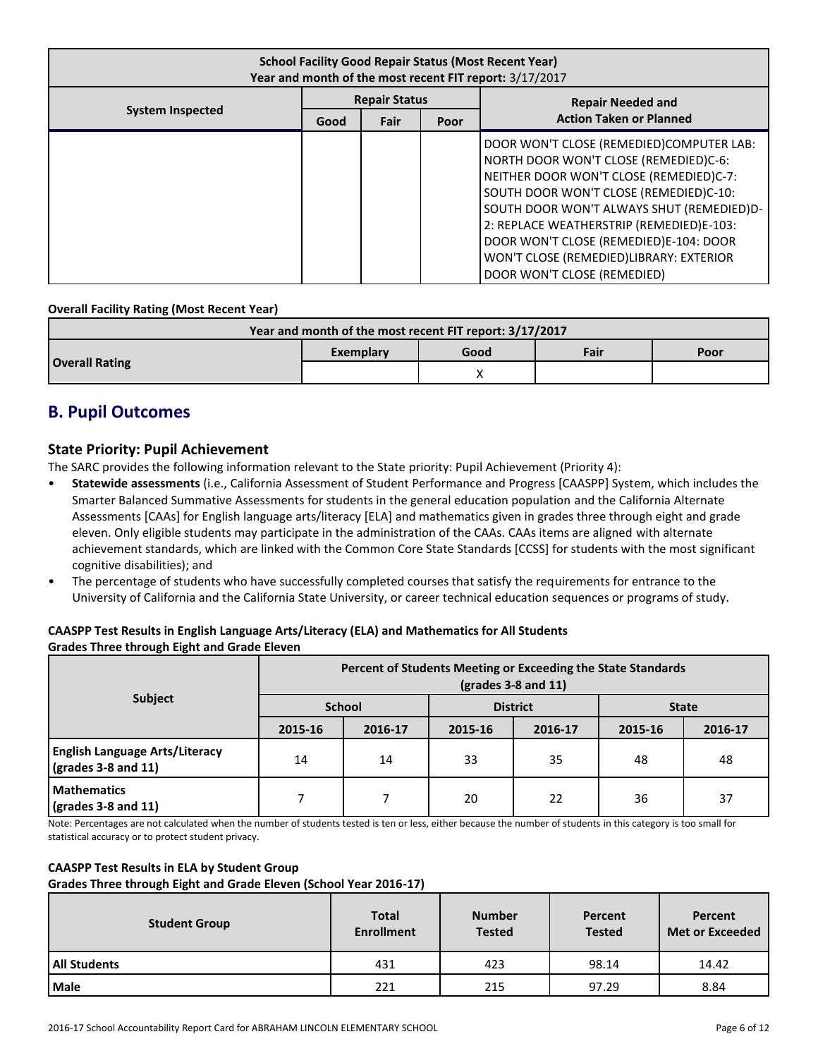| School Facility Good Repair Status (Most Recent Year) Year and month of the most recent FIT report: 3/17/2017 | | | | |
|---|---|---|---|---|
| System Inspected | Repair Status | | | Repair Needed and Action Taken or Planned |
| | Good | Fair | Poor | |
| | | | | DOOR WON'T CLOSE (REMEDIED)COMPUTER LAB: NORTH DOOR WON'T CLOSE (REMEDIED)C-6: NEITHER DOOR WON'T CLOSE (REMEDIED)C-7: SOUTH DOOR WON'T CLOSE (REMEDIED)C-10: SOUTH DOOR WON'T ALWAYS SHUT (REMEDIED)D-2: REPLACE WEATHERSTRIP (REMEDIED)E-103: DOOR WON'T CLOSE (REMEDIED)E-104: DOOR WON'T CLOSE (REMEDIED)LIBRARY: EXTERIOR DOOR WON'T CLOSE (REMEDIED) |

**Overall Facility Rating (Most Recent Year)**

| Year and month of the most recent FIT report: 3/17/2017 | | | | |
|---|---|---|---|---|
| Overall Rating | Exemplary | Good | Fair | Poor |
| | | X | | |

## B. Pupil Outcomes

### State Priority: Pupil Achievement

The SARC provides the following information relevant to the State priority: Pupil Achievement (Priority 4):

- **Statewide assessments** (i.e., California Assessment of Student Performance and Progress [CAASPP] System, which includes the Smarter Balanced Summative Assessments for students in the general education population and the California Alternate Assessments [CAAs] for English language arts/literacy [ELA] and mathematics given in grades three through eight and grade eleven. Only eligible students may participate in the administration of the CAAs. CAAs items are aligned with alternate achievement standards, which are linked with the Common Core State Standards [CCSS] for students with the most significant cognitive disabilities); and
- The percentage of students who have successfully completed courses that satisfy the requirements for entrance to the University of California and the California State University, or career technical education sequences or programs of study.

**CAASPP Test Results in English Language Arts/Literacy (ELA) and Mathematics for All Students**
**Grades Three through Eight and Grade Eleven**

| Subject | Percent of Students Meeting or Exceeding the State Standards (grades 3-8 and 11) | | | | | |
|---|---|---|---|---|---|---|
| | School | | District | | State | |
| | 2015-16 | 2016-17 | 2015-16 | 2016-17 | 2015-16 | 2016-17 |
| English Language Arts/Literacy (grades 3-8 and 11) | 14 | 14 | 33 | 35 | 48 | 48 |
| Mathematics (grades 3-8 and 11) | 7 | 7 | 20 | 22 | 36 | 37 |

Note: Percentages are not calculated when the number of students tested is ten or less, either because the number of students in this category is too small for statistical accuracy or to protect student privacy.

**CAASPP Test Results in ELA by Student Group**
**Grades Three through Eight and Grade Eleven (School Year 2016-17)**

| Student Group | Total Enrollment | Number Tested | Percent Tested | Percent Met or Exceeded |
|---|---|---|---|---|
| All Students | 431 | 423 | 98.14 | 14.42 |
| Male | 221 | 215 | 97.29 | 8.84 |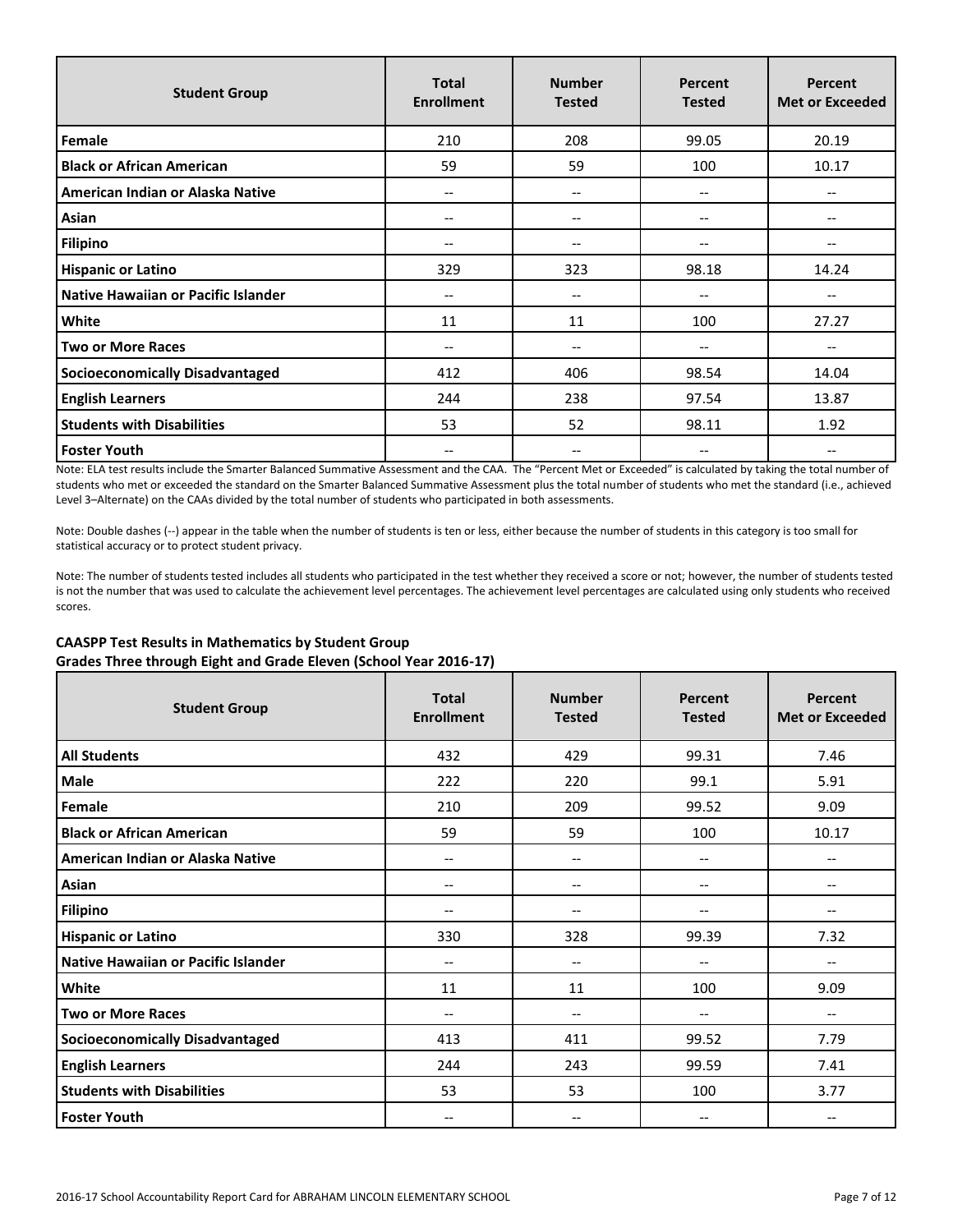| Student Group | Total Enrollment | Number Tested | Percent Tested | Percent Met or Exceeded |
|---|---|---|---|---|
| Female | 210 | 208 | 99.05 | 20.19 |
| Black or African American | 59 | 59 | 100 | 10.17 |
| American Indian or Alaska Native | -- | -- | -- | -- |
| Asian | -- | -- | -- | -- |
| Filipino | -- | -- | -- | -- |
| Hispanic or Latino | 329 | 323 | 98.18 | 14.24 |
| Native Hawaiian or Pacific Islander | -- | -- | -- | -- |
| White | 11 | 11 | 100 | 27.27 |
| Two or More Races | -- | -- | -- | -- |
| Socioeconomically Disadvantaged | 412 | 406 | 98.54 | 14.04 |
| English Learners | 244 | 238 | 97.54 | 13.87 |
| Students with Disabilities | 53 | 52 | 98.11 | 1.92 |
| Foster Youth | -- | -- | -- | -- |

Note: ELA test results include the Smarter Balanced Summative Assessment and the CAA. The "Percent Met or Exceeded" is calculated by taking the total number of students who met or exceeded the standard on the Smarter Balanced Summative Assessment plus the total number of students who met the standard (i.e., achieved Level 3–Alternate) on the CAAs divided by the total number of students who participated in both assessments.

Note: Double dashes (--) appear in the table when the number of students is ten or less, either because the number of students in this category is too small for statistical accuracy or to protect student privacy.

Note: The number of students tested includes all students who participated in the test whether they received a score or not; however, the number of students tested is not the number that was used to calculate the achievement level percentages. The achievement level percentages are calculated using only students who received scores.

**CAASPP Test Results in Mathematics by Student Group**
**Grades Three through Eight and Grade Eleven (School Year 2016-17)**

| Student Group | Total Enrollment | Number Tested | Percent Tested | Percent Met or Exceeded |
|---|---|---|---|---|
| All Students | 432 | 429 | 99.31 | 7.46 |
| Male | 222 | 220 | 99.1 | 5.91 |
| Female | 210 | 209 | 99.52 | 9.09 |
| Black or African American | 59 | 59 | 100 | 10.17 |
| American Indian or Alaska Native | -- | -- | -- | -- |
| Asian | -- | -- | -- | -- |
| Filipino | -- | -- | -- | -- |
| Hispanic or Latino | 330 | 328 | 99.39 | 7.32 |
| Native Hawaiian or Pacific Islander | -- | -- | -- | -- |
| White | 11 | 11 | 100 | 9.09 |
| Two or More Races | -- | -- | -- | -- |
| Socioeconomically Disadvantaged | 413 | 411 | 99.52 | 7.79 |
| English Learners | 244 | 243 | 99.59 | 7.41 |
| Students with Disabilities | 53 | 53 | 100 | 3.77 |
| Foster Youth | -- | -- | -- | -- |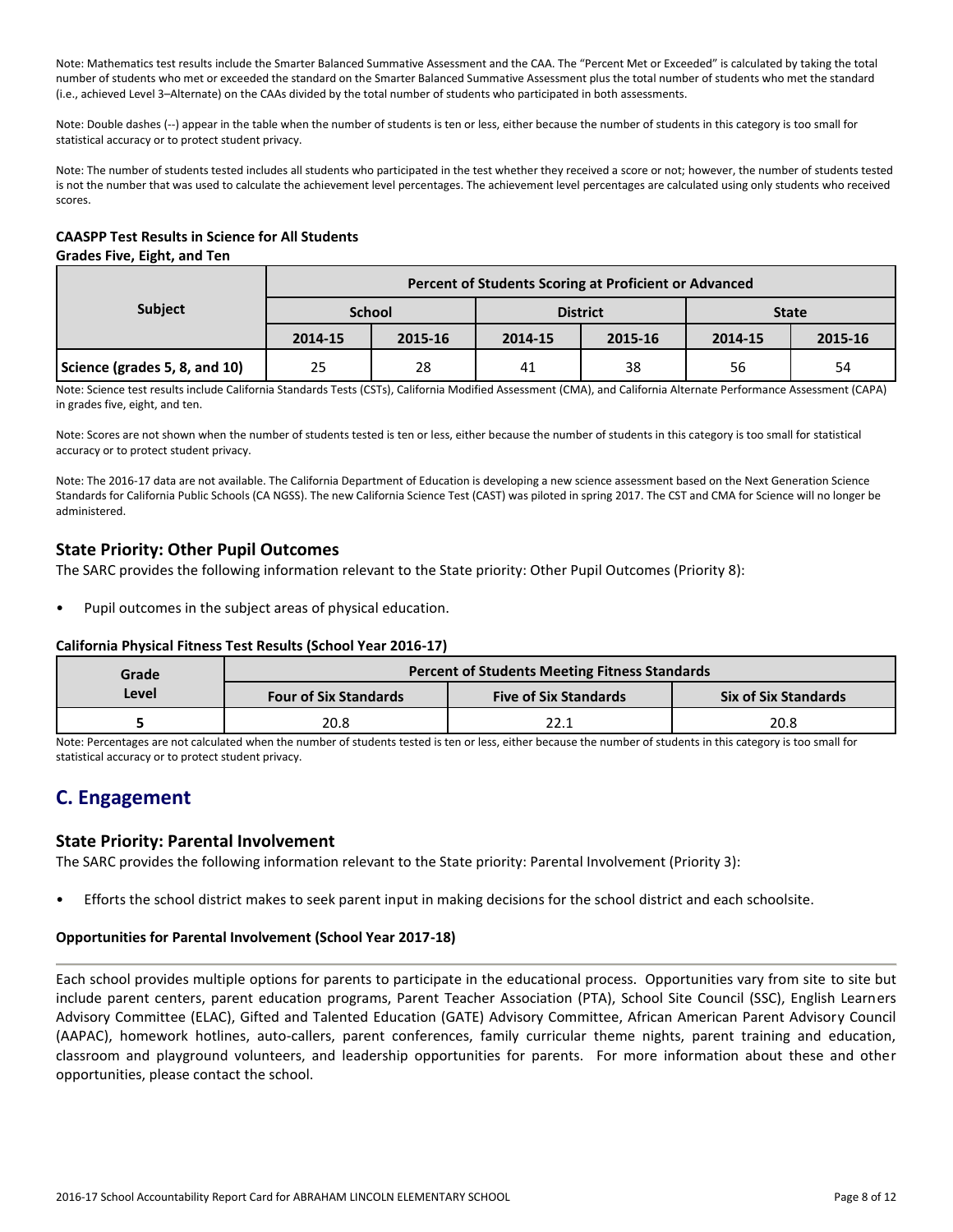Note: Mathematics test results include the Smarter Balanced Summative Assessment and the CAA. The "Percent Met or Exceeded" is calculated by taking the total number of students who met or exceeded the standard on the Smarter Balanced Summative Assessment plus the total number of students who met the standard (i.e., achieved Level 3–Alternate) on the CAAs divided by the total number of students who participated in both assessments.

Note: Double dashes (--) appear in the table when the number of students is ten or less, either because the number of students in this category is too small for statistical accuracy or to protect student privacy.

Note: The number of students tested includes all students who participated in the test whether they received a score or not; however, the number of students tested is not the number that was used to calculate the achievement level percentages. The achievement level percentages are calculated using only students who received scores.

**CAASPP Test Results in Science for All Students**
**Grades Five, Eight, and Ten**

| Subject | Percent of Students Scoring at Proficient or Advanced | | | | | |
|---|---|---|---|---|---|---|
| | School | | District | | State | |
| | 2014-15 | 2015-16 | 2014-15 | 2015-16 | 2014-15 | 2015-16 |
| **Science (grades 5, 8, and 10)** | 25 | 28 | 41 | 38 | 56 | 54 |

Note: Science test results include California Standards Tests (CSTs), California Modified Assessment (CMA), and California Alternate Performance Assessment (CAPA) in grades five, eight, and ten.

Note: Scores are not shown when the number of students tested is ten or less, either because the number of students in this category is too small for statistical accuracy or to protect student privacy.

Note: The 2016-17 data are not available. The California Department of Education is developing a new science assessment based on the Next Generation Science Standards for California Public Schools (CA NGSS). The new California Science Test (CAST) was piloted in spring 2017. The CST and CMA for Science will no longer be administered.

## State Priority: Other Pupil Outcomes

The SARC provides the following information relevant to the State priority: Other Pupil Outcomes (Priority 8):

- Pupil outcomes in the subject areas of physical education.

**California Physical Fitness Test Results (School Year 2016-17)**

| Grade Level | Percent of Students Meeting Fitness Standards | | |
|---|---|---|---|
| | Four of Six Standards | Five of Six Standards | Six of Six Standards |
| **5** | 20.8 | 22.1 | 20.8 |

Note: Percentages are not calculated when the number of students tested is ten or less, either because the number of students in this category is too small for statistical accuracy or to protect student privacy.

# C. Engagement

## State Priority: Parental Involvement

The SARC provides the following information relevant to the State priority: Parental Involvement (Priority 3):

- Efforts the school district makes to seek parent input in making decisions for the school district and each schoolsite.

**Opportunities for Parental Involvement (School Year 2017-18)**

Each school provides multiple options for parents to participate in the educational process. Opportunities vary from site to site but include parent centers, parent education programs, Parent Teacher Association (PTA), School Site Council (SSC), English Learners Advisory Committee (ELAC), Gifted and Talented Education (GATE) Advisory Committee, African American Parent Advisory Council (AAPAC), homework hotlines, auto-callers, parent conferences, family curricular theme nights, parent training and education, classroom and playground volunteers, and leadership opportunities for parents. For more information about these and other opportunities, please contact the school.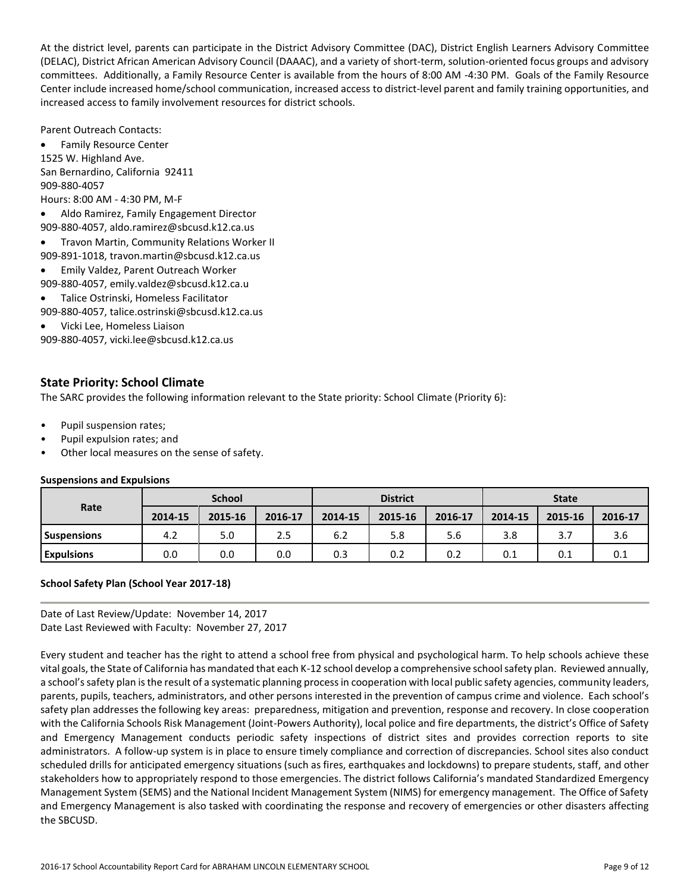At the district level, parents can participate in the District Advisory Committee (DAC), District English Learners Advisory Committee (DELAC), District African American Advisory Council (DAAAC), and a variety of short-term, solution-oriented focus groups and advisory committees. Additionally, a Family Resource Center is available from the hours of 8:00 AM -4:30 PM. Goals of the Family Resource Center include increased home/school communication, increased access to district-level parent and family training opportunities, and increased access to family involvement resources for district schools.

Parent Outreach Contacts:

- Family Resource Center
1525 W. Highland Ave.
San Bernardino, California 92411
909-880-4057
Hours: 8:00 AM - 4:30 PM, M-F
- Aldo Ramirez, Family Engagement Director
909-880-4057, aldo.ramirez@sbcusd.k12.ca.us
- Travon Martin, Community Relations Worker II
909-891-1018, travon.martin@sbcusd.k12.ca.us
- Emily Valdez, Parent Outreach Worker
909-880-4057, emily.valdez@sbcusd.k12.ca.u
- Talice Ostrinski, Homeless Facilitator
909-880-4057, talice.ostrinski@sbcusd.k12.ca.us
- Vicki Lee, Homeless Liaison
909-880-4057, vicki.lee@sbcusd.k12.ca.us

## State Priority: School Climate

The SARC provides the following information relevant to the State priority: School Climate (Priority 6):

- Pupil suspension rates;
- Pupil expulsion rates; and
- Other local measures on the sense of safety.

**Suspensions and Expulsions**

| Rate | School | | | District | | | State | | |
|---|---|---|---|---|---|---|---|---|---|
| | 2014-15 | 2015-16 | 2016-17 | 2014-15 | 2015-16 | 2016-17 | 2014-15 | 2015-16 | 2016-17 |
| **Suspensions** | 4.2 | 5.0 | 2.5 | 6.2 | 5.8 | 5.6 | 3.8 | 3.7 | 3.6 |
| **Expulsions** | 0.0 | 0.0 | 0.0 | 0.3 | 0.2 | 0.2 | 0.1 | 0.1 | 0.1 |

**School Safety Plan (School Year 2017-18)**

Date of Last Review/Update: November 14, 2017
Date Last Reviewed with Faculty: November 27, 2017

Every student and teacher has the right to attend a school free from physical and psychological harm. To help schools achieve these vital goals, the State of California has mandated that each K-12 school develop a comprehensive school safety plan. Reviewed annually, a school's safety plan is the result of a systematic planning process in cooperation with local public safety agencies, community leaders, parents, pupils, teachers, administrators, and other persons interested in the prevention of campus crime and violence. Each school's safety plan addresses the following key areas: preparedness, mitigation and prevention, response and recovery. In close cooperation with the California Schools Risk Management (Joint-Powers Authority), local police and fire departments, the district's Office of Safety and Emergency Management conducts periodic safety inspections of district sites and provides correction reports to site administrators. A follow-up system is in place to ensure timely compliance and correction of discrepancies. School sites also conduct scheduled drills for anticipated emergency situations (such as fires, earthquakes and lockdowns) to prepare students, staff, and other stakeholders how to appropriately respond to those emergencies. The district follows California's mandated Standardized Emergency Management System (SEMS) and the National Incident Management System (NIMS) for emergency management. The Office of Safety and Emergency Management is also tasked with coordinating the response and recovery of emergencies or other disasters affecting the SBCUSD.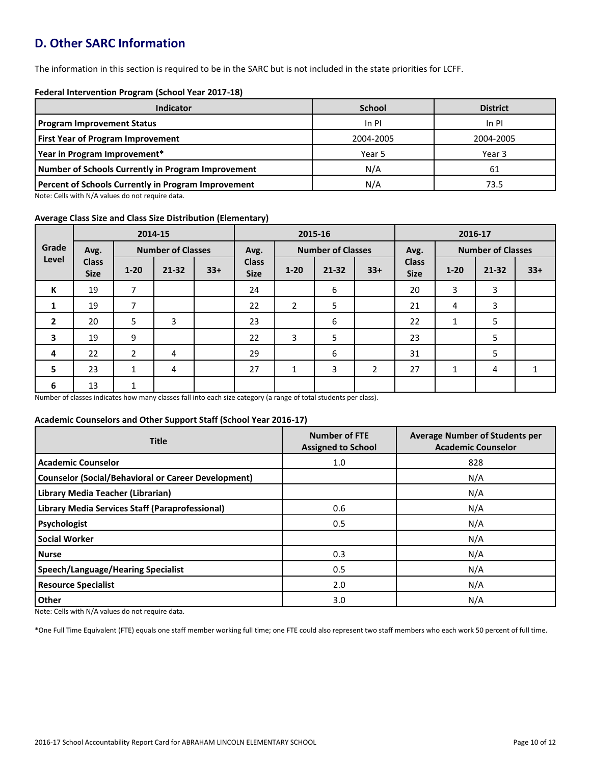## D. Other SARC Information

The information in this section is required to be in the SARC but is not included in the state priorities for LCFF.

**Federal Intervention Program (School Year 2017-18)**

| Indicator | School | District |
|---|---|---|
| **Program Improvement Status** | In PI | In PI |
| **First Year of Program Improvement** | 2004-2005 | 2004-2005 |
| **Year in Program Improvement*** | Year 5 | Year 3 |
| **Number of Schools Currently in Program Improvement** | N/A | 61 |
| **Percent of Schools Currently in Program Improvement** | N/A | 73.5 |

Note: Cells with N/A values do not require data.

**Average Class Size and Class Size Distribution (Elementary)**

| Grade Level | 2014-15 | | | | 2015-16 | | | | 2016-17 | | | |
|---|---|---|---|---|---|---|---|---|---|---|---|---|
| | Avg. Class Size | Number of Classes | | | Avg. Class Size | Number of Classes | | | Avg. Class Size | Number of Classes | | |
| | | 1-20 | 21-32 | 33+ | | 1-20 | 21-32 | 33+ | | 1-20 | 21-32 | 33+ |
| **K** | 19 | 7 | | | 24 | | 6 | | 20 | 3 | 3 | |
| **1** | 19 | 7 | | | 22 | 2 | 5 | | 21 | 4 | 3 | |
| **2** | 20 | 5 | 3 | | 23 | | 6 | | 22 | 1 | 5 | |
| **3** | 19 | 9 | | | 22 | 3 | 5 | | 23 | | 5 | |
| **4** | 22 | 2 | 4 | | 29 | | 6 | | 31 | | 5 | |
| **5** | 23 | 1 | 4 | | 27 | 1 | 3 | 2 | 27 | 1 | 4 | 1 |
| **6** | 13 | 1 | | | | | | | | | | |

Number of classes indicates how many classes fall into each size category (a range of total students per class).

**Academic Counselors and Other Support Staff (School Year 2016-17)**

| Title | Number of FTE Assigned to School | Average Number of Students per Academic Counselor |
|---|---|---|
| **Academic Counselor** | 1.0 | 828 |
| **Counselor (Social/Behavioral or Career Development)** | | N/A |
| **Library Media Teacher (Librarian)** | | N/A |
| **Library Media Services Staff (Paraprofessional)** | 0.6 | N/A |
| **Psychologist** | 0.5 | N/A |
| **Social Worker** | | N/A |
| **Nurse** | 0.3 | N/A |
| **Speech/Language/Hearing Specialist** | 0.5 | N/A |
| **Resource Specialist** | 2.0 | N/A |
| **Other** | 3.0 | N/A |

Note: Cells with N/A values do not require data.

*One Full Time Equivalent (FTE) equals one staff member working full time; one FTE could also represent two staff members who each work 50 percent of full time.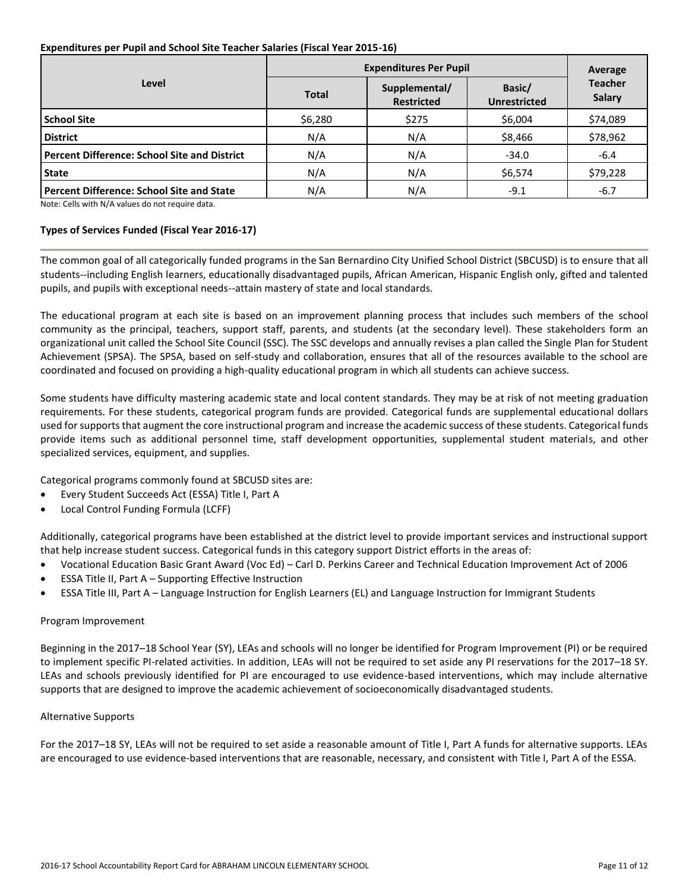**Expenditures per Pupil and School Site Teacher Salaries (Fiscal Year 2015-16)**

| Level | Expenditures Per Pupil | | | Average Teacher Salary |
|---|---|---|---|---|
| | Total | Supplemental/ Restricted | Basic/ Unrestricted | |
| **School Site** | $6,280 | $275 | $6,004 | $74,089 |
| **District** | N/A | N/A | $8,466 | $78,962 |
| **Percent Difference: School Site and District** | N/A | N/A | -34.0 | -6.4 |
| **State** | N/A | N/A | $6,574 | $79,228 |
| **Percent Difference: School Site and State** | N/A | N/A | -9.1 | -6.7 |

Note: Cells with N/A values do not require data.

**Types of Services Funded (Fiscal Year 2016-17)**

The common goal of all categorically funded programs in the San Bernardino City Unified School District (SBCUSD) is to ensure that all students--including English learners, educationally disadvantaged pupils, African American, Hispanic English only, gifted and talented pupils, and pupils with exceptional needs--attain mastery of state and local standards.

The educational program at each site is based on an improvement planning process that includes such members of the school community as the principal, teachers, support staff, parents, and students (at the secondary level). These stakeholders form an organizational unit called the School Site Council (SSC). The SSC develops and annually revises a plan called the Single Plan for Student Achievement (SPSA). The SPSA, based on self-study and collaboration, ensures that all of the resources available to the school are coordinated and focused on providing a high-quality educational program in which all students can achieve success.

Some students have difficulty mastering academic state and local content standards. They may be at risk of not meeting graduation requirements. For these students, categorical program funds are provided. Categorical funds are supplemental educational dollars used for supports that augment the core instructional program and increase the academic success of these students. Categorical funds provide items such as additional personnel time, staff development opportunities, supplemental student materials, and other specialized services, equipment, and supplies.

Categorical programs commonly found at SBCUSD sites are:

- Every Student Succeeds Act (ESSA) Title I, Part A
- Local Control Funding Formula (LCFF)

Additionally, categorical programs have been established at the district level to provide important services and instructional support that help increase student success. Categorical funds in this category support District efforts in the areas of:

- Vocational Education Basic Grant Award (Voc Ed) – Carl D. Perkins Career and Technical Education Improvement Act of 2006
- ESSA Title II, Part A – Supporting Effective Instruction
- ESSA Title III, Part A – Language Instruction for English Learners (EL) and Language Instruction for Immigrant Students

Program Improvement

Beginning in the 2017–18 School Year (SY), LEAs and schools will no longer be identified for Program Improvement (PI) or be required to implement specific PI-related activities. In addition, LEAs will not be required to set aside any PI reservations for the 2017–18 SY. LEAs and schools previously identified for PI are encouraged to use evidence-based interventions, which may include alternative supports that are designed to improve the academic achievement of socioeconomically disadvantaged students.

Alternative Supports

For the 2017–18 SY, LEAs will not be required to set aside a reasonable amount of Title I, Part A funds for alternative supports. LEAs are encouraged to use evidence-based interventions that are reasonable, necessary, and consistent with Title I, Part A of the ESSA.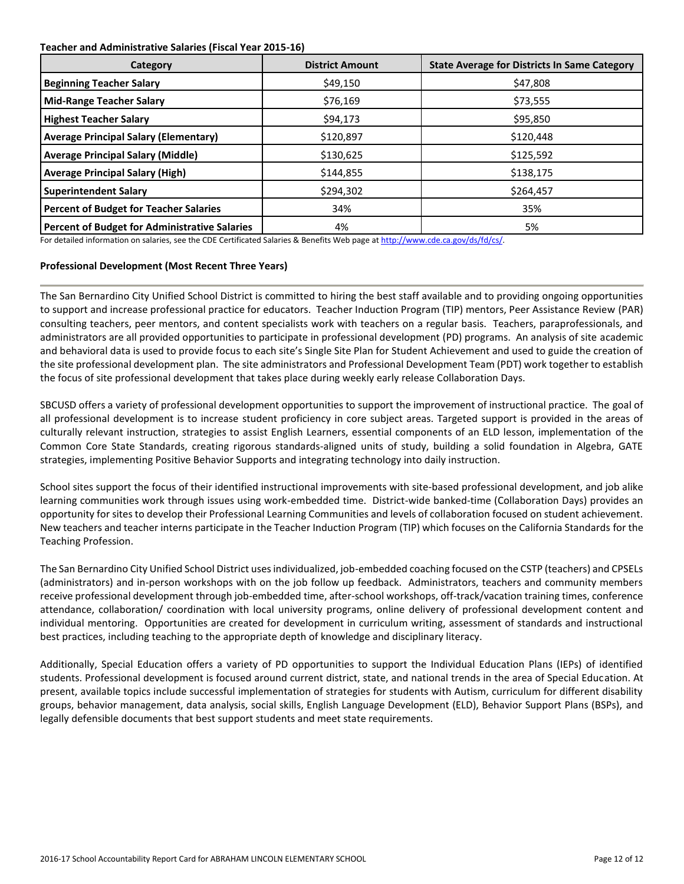**Teacher and Administrative Salaries (Fiscal Year 2015-16)**

| Category | District Amount | State Average for Districts In Same Category |
|---|---|---|
| Beginning Teacher Salary | $49,150 | $47,808 |
| Mid-Range Teacher Salary | $76,169 | $73,555 |
| Highest Teacher Salary | $94,173 | $95,850 |
| Average Principal Salary (Elementary) | $120,897 | $120,448 |
| Average Principal Salary (Middle) | $130,625 | $125,592 |
| Average Principal Salary (High) | $144,855 | $138,175 |
| Superintendent Salary | $294,302 | $264,457 |
| Percent of Budget for Teacher Salaries | 34% | 35% |
| Percent of Budget for Administrative Salaries | 4% | 5% |

For detailed information on salaries, see the CDE Certificated Salaries & Benefits Web page at http://www.cde.ca.gov/ds/fd/cs/.

**Professional Development (Most Recent Three Years)**

The San Bernardino City Unified School District is committed to hiring the best staff available and to providing ongoing opportunities to support and increase professional practice for educators. Teacher Induction Program (TIP) mentors, Peer Assistance Review (PAR) consulting teachers, peer mentors, and content specialists work with teachers on a regular basis. Teachers, paraprofessionals, and administrators are all provided opportunities to participate in professional development (PD) programs. An analysis of site academic and behavioral data is used to provide focus to each site's Single Site Plan for Student Achievement and used to guide the creation of the site professional development plan. The site administrators and Professional Development Team (PDT) work together to establish the focus of site professional development that takes place during weekly early release Collaboration Days.

SBCUSD offers a variety of professional development opportunities to support the improvement of instructional practice. The goal of all professional development is to increase student proficiency in core subject areas. Targeted support is provided in the areas of culturally relevant instruction, strategies to assist English Learners, essential components of an ELD lesson, implementation of the Common Core State Standards, creating rigorous standards-aligned units of study, building a solid foundation in Algebra, GATE strategies, implementing Positive Behavior Supports and integrating technology into daily instruction.

School sites support the focus of their identified instructional improvements with site-based professional development, and job alike learning communities work through issues using work-embedded time. District-wide banked-time (Collaboration Days) provides an opportunity for sites to develop their Professional Learning Communities and levels of collaboration focused on student achievement. New teachers and teacher interns participate in the Teacher Induction Program (TIP) which focuses on the California Standards for the Teaching Profession.

The San Bernardino City Unified School District uses individualized, job-embedded coaching focused on the CSTP (teachers) and CPSELs (administrators) and in-person workshops with on the job follow up feedback. Administrators, teachers and community members receive professional development through job-embedded time, after-school workshops, off-track/vacation training times, conference attendance, collaboration/ coordination with local university programs, online delivery of professional development content and individual mentoring. Opportunities are created for development in curriculum writing, assessment of standards and instructional best practices, including teaching to the appropriate depth of knowledge and disciplinary literacy.

Additionally, Special Education offers a variety of PD opportunities to support the Individual Education Plans (IEPs) of identified students. Professional development is focused around current district, state, and national trends in the area of Special Education. At present, available topics include successful implementation of strategies for students with Autism, curriculum for different disability groups, behavior management, data analysis, social skills, English Language Development (ELD), Behavior Support Plans (BSPs), and legally defensible documents that best support students and meet state requirements.